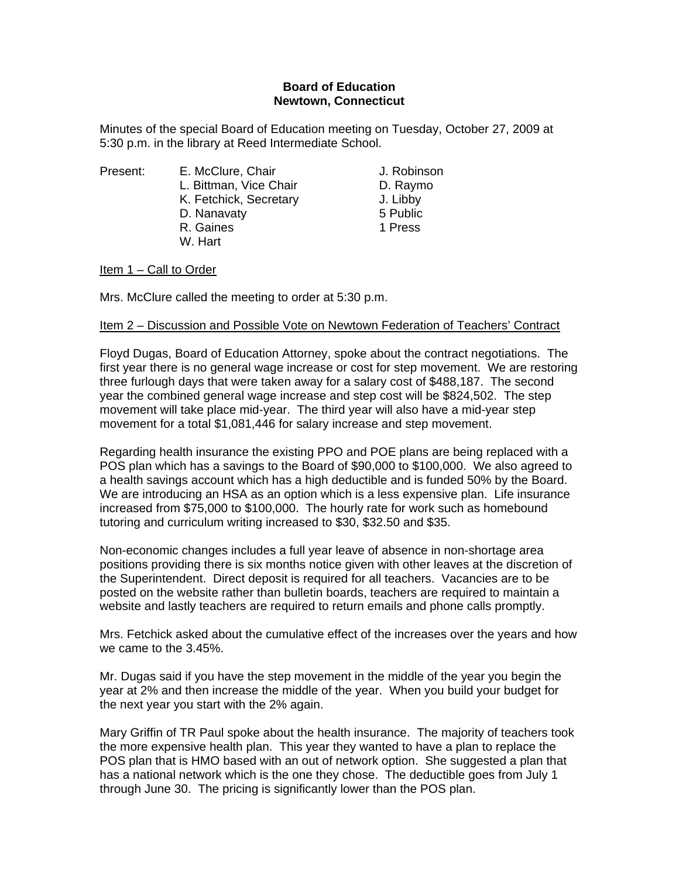**Board of Education**
**Newtown, Connecticut**

Minutes of the special Board of Education meeting on Tuesday, October 27, 2009 at 5:30 p.m. in the library at Reed Intermediate School.

| Present: | E. McClure, Chair | J. Robinson |
|---|---|---|
| | L. Bittman, Vice Chair | D. Raymo |
| | K. Fetchick, Secretary | J. Libby |
| | D. Nanavaty | 5 Public |
| | R. Gaines | 1 Press |
| | W. Hart | |

Item 1 – Call to Order

Mrs. McClure called the meeting to order at 5:30 p.m.

Item 2 – Discussion and Possible Vote on Newtown Federation of Teachers' Contract

Floyd Dugas, Board of Education Attorney, spoke about the contract negotiations. The first year there is no general wage increase or cost for step movement. We are restoring three furlough days that were taken away for a salary cost of $488,187. The second year the combined general wage increase and step cost will be $824,502. The step movement will take place mid-year. The third year will also have a mid-year step movement for a total $1,081,446 for salary increase and step movement.

Regarding health insurance the existing PPO and POE plans are being replaced with a POS plan which has a savings to the Board of $90,000 to $100,000. We also agreed to a health savings account which has a high deductible and is funded 50% by the Board. We are introducing an HSA as an option which is a less expensive plan. Life insurance increased from $75,000 to $100,000. The hourly rate for work such as homebound tutoring and curriculum writing increased to $30, $32.50 and $35.

Non-economic changes includes a full year leave of absence in non-shortage area positions providing there is six months notice given with other leaves at the discretion of the Superintendent. Direct deposit is required for all teachers. Vacancies are to be posted on the website rather than bulletin boards, teachers are required to maintain a website and lastly teachers are required to return emails and phone calls promptly.

Mrs. Fetchick asked about the cumulative effect of the increases over the years and how we came to the 3.45%.

Mr. Dugas said if you have the step movement in the middle of the year you begin the year at 2% and then increase the middle of the year. When you build your budget for the next year you start with the 2% again.

Mary Griffin of TR Paul spoke about the health insurance. The majority of teachers took the more expensive health plan. This year they wanted to have a plan to replace the POS plan that is HMO based with an out of network option. She suggested a plan that has a national network which is the one they chose. The deductible goes from July 1 through June 30. The pricing is significantly lower than the POS plan.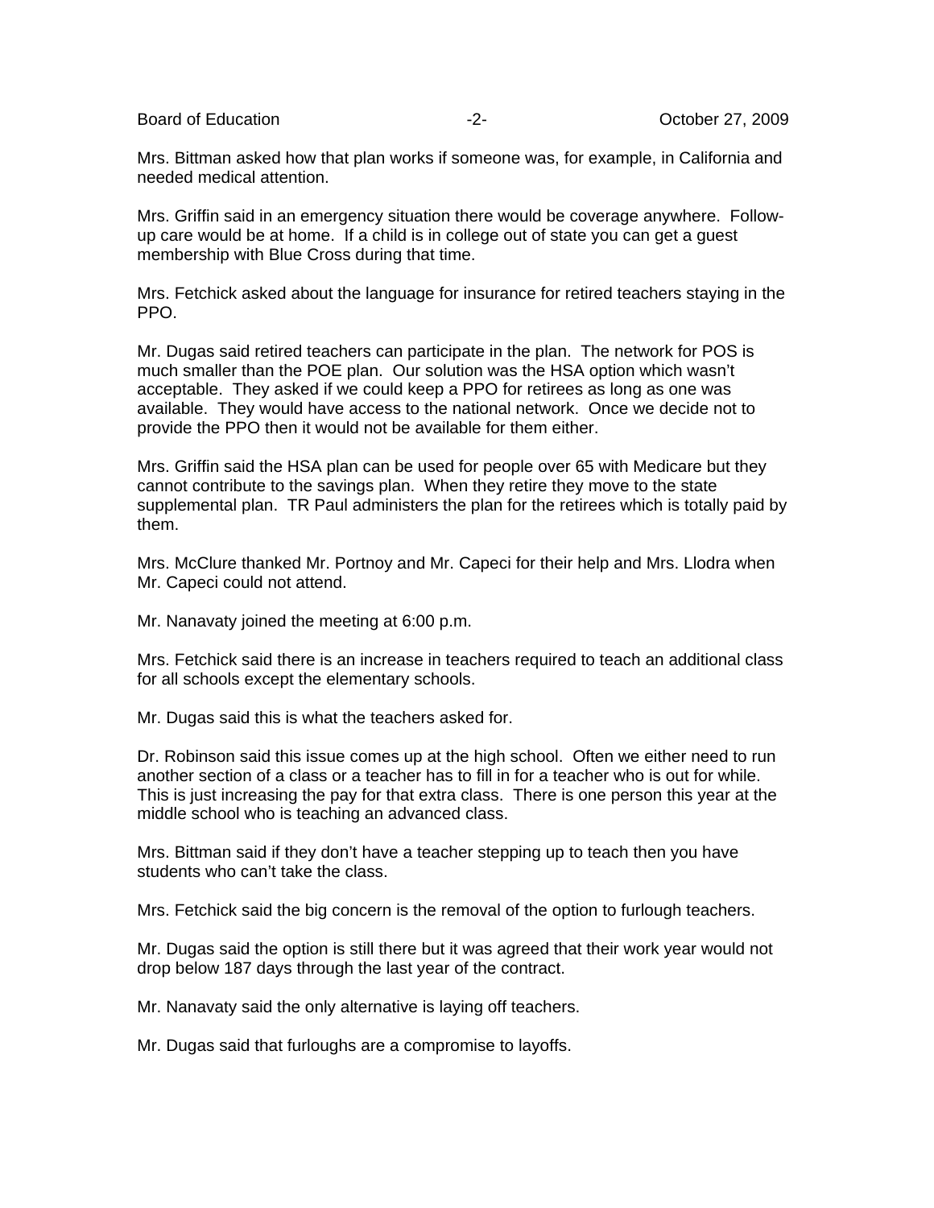Mrs. Bittman asked how that plan works if someone was, for example, in California and needed medical attention.

Mrs. Griffin said in an emergency situation there would be coverage anywhere. Follow-up care would be at home. If a child is in college out of state you can get a guest membership with Blue Cross during that time.

Mrs. Fetchick asked about the language for insurance for retired teachers staying in the PPO.

Mr. Dugas said retired teachers can participate in the plan. The network for POS is much smaller than the POE plan. Our solution was the HSA option which wasn't acceptable. They asked if we could keep a PPO for retirees as long as one was available. They would have access to the national network. Once we decide not to provide the PPO then it would not be available for them either.

Mrs. Griffin said the HSA plan can be used for people over 65 with Medicare but they cannot contribute to the savings plan. When they retire they move to the state supplemental plan. TR Paul administers the plan for the retirees which is totally paid by them.

Mrs. McClure thanked Mr. Portnoy and Mr. Capeci for their help and Mrs. Llodra when Mr. Capeci could not attend.

Mr. Nanavaty joined the meeting at 6:00 p.m.

Mrs. Fetchick said there is an increase in teachers required to teach an additional class for all schools except the elementary schools.

Mr. Dugas said this is what the teachers asked for.

Dr. Robinson said this issue comes up at the high school. Often we either need to run another section of a class or a teacher has to fill in for a teacher who is out for while. This is just increasing the pay for that extra class. There is one person this year at the middle school who is teaching an advanced class.

Mrs. Bittman said if they don't have a teacher stepping up to teach then you have students who can't take the class.

Mrs. Fetchick said the big concern is the removal of the option to furlough teachers.

Mr. Dugas said the option is still there but it was agreed that their work year would not drop below 187 days through the last year of the contract.

Mr. Nanavaty said the only alternative is laying off teachers.

Mr. Dugas said that furloughs are a compromise to layoffs.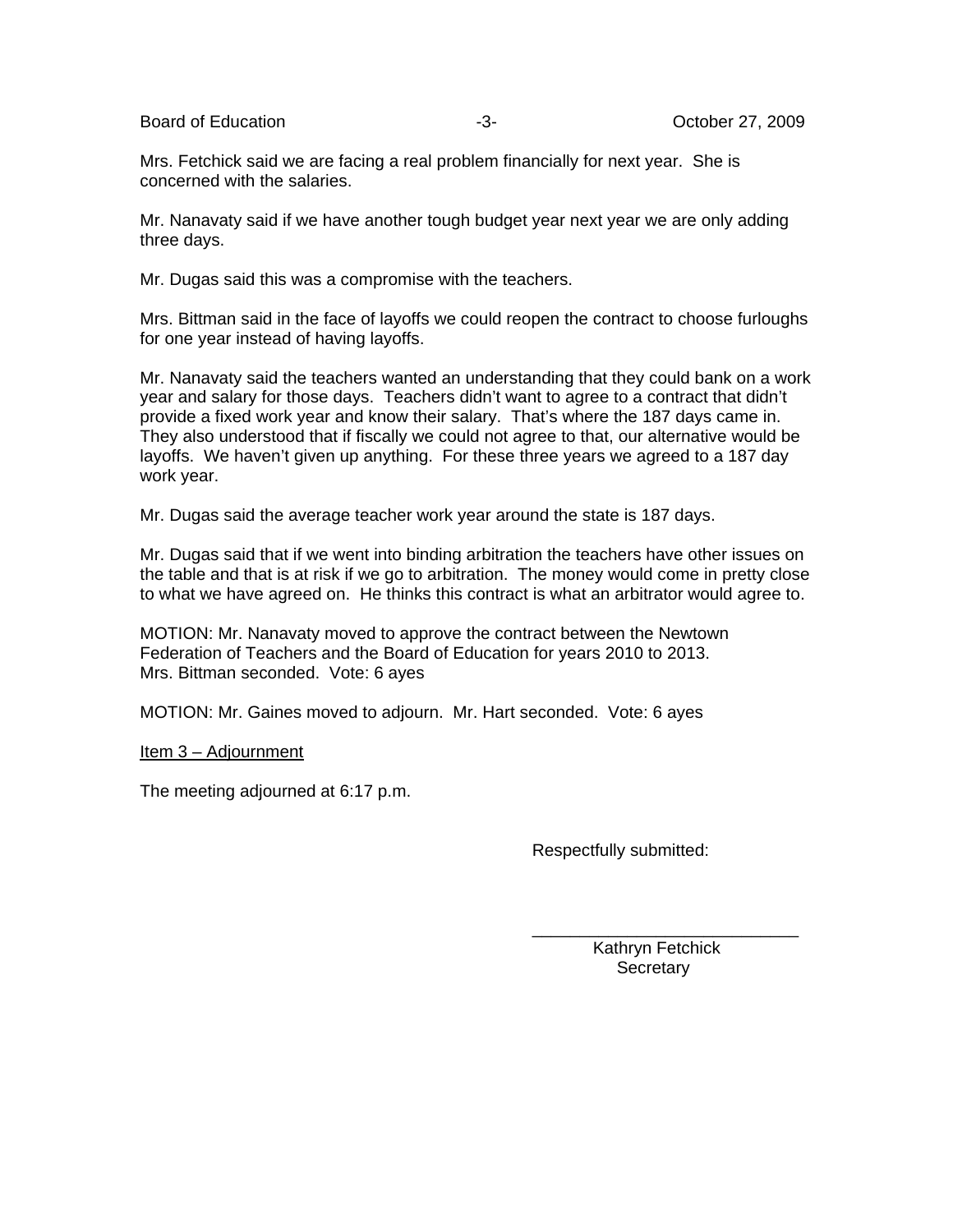Mrs. Fetchick said we are facing a real problem financially for next year. She is concerned with the salaries.

Mr. Nanavaty said if we have another tough budget year next year we are only adding three days.

Mr. Dugas said this was a compromise with the teachers.

Mrs. Bittman said in the face of layoffs we could reopen the contract to choose furloughs for one year instead of having layoffs.

Mr. Nanavaty said the teachers wanted an understanding that they could bank on a work year and salary for those days. Teachers didn't want to agree to a contract that didn't provide a fixed work year and know their salary. That's where the 187 days came in. They also understood that if fiscally we could not agree to that, our alternative would be layoffs. We haven't given up anything. For these three years we agreed to a 187 day work year.

Mr. Dugas said the average teacher work year around the state is 187 days.

Mr. Dugas said that if we went into binding arbitration the teachers have other issues on the table and that is at risk if we go to arbitration. The money would come in pretty close to what we have agreed on. He thinks this contract is what an arbitrator would agree to.

MOTION: Mr. Nanavaty moved to approve the contract between the Newtown Federation of Teachers and the Board of Education for years 2010 to 2013. Mrs. Bittman seconded. Vote: 6 ayes

MOTION: Mr. Gaines moved to adjourn. Mr. Hart seconded. Vote: 6 ayes

<u>Item 3 – Adjournment</u>

The meeting adjourned at 6:17 p.m.

Respectfully submitted:

\_\_\_\_\_\_\_\_\_\_\_\_\_\_\_\_\_\_\_\_\_\_\_\_\_\_\_\_

Kathryn Fetchick
Secretary